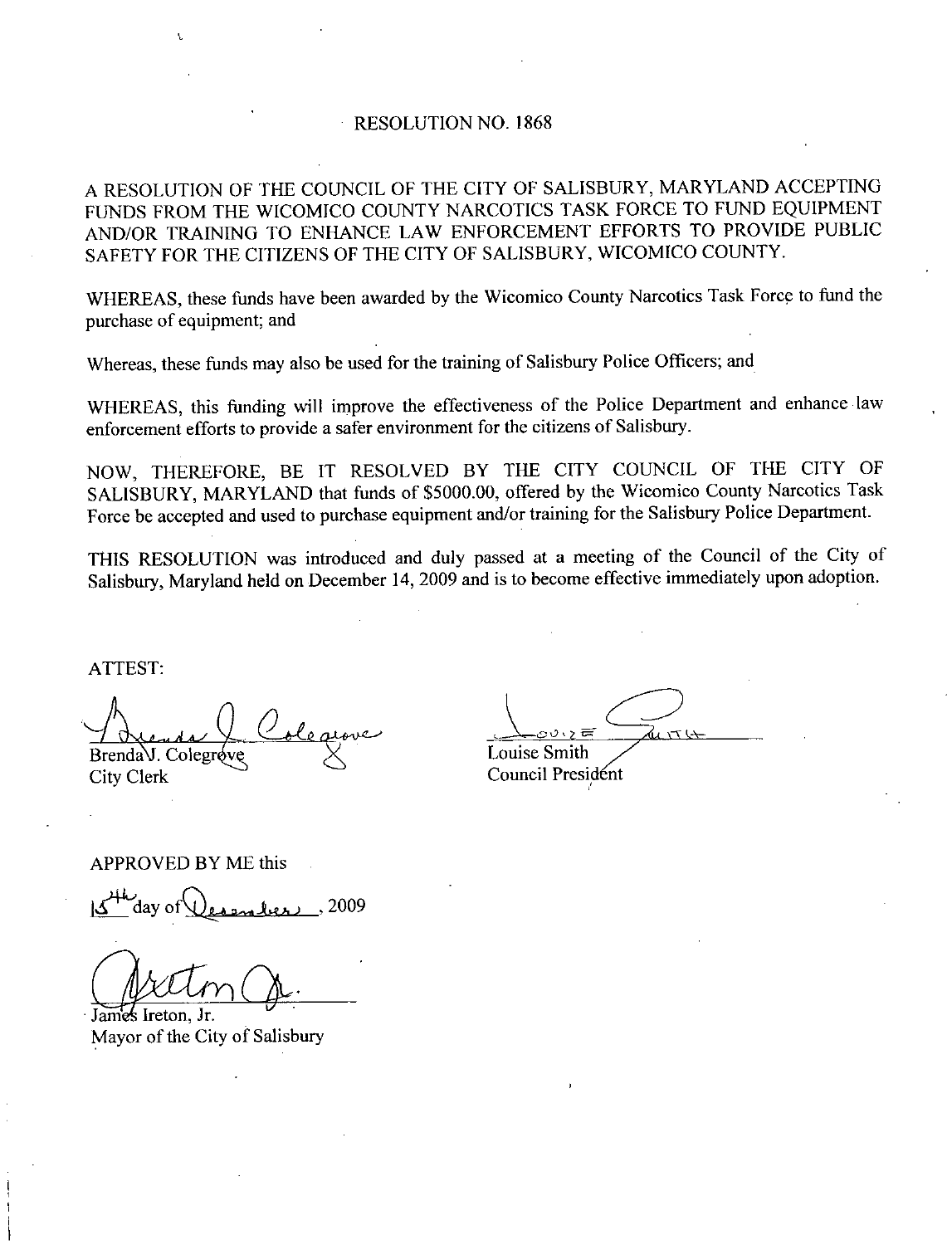# RESOLUTION NO. 1868

A RESOLUTION OF THE COUNCIL OF THE CITY OF SALISBURY, MARYLAND ACCEPTING FUNDS FROM THE WICOMICO COUNTY NARCOTICS TASK FORCE TO FUND EQUIPMENT AND/OR TRAINING TO ENHANCE LAW ENFORCEMENT EFFORTS TO PROVIDE PUBLIC SAFETY FOR THE CITIZENS OF THE CITY OF SALISBURY, WICOMICO COUNTY.

WHEREAS, these funds have been awarded by the Wicomico County Narcotics Task Force to fund the purchase of equipment; and

Whereas, these funds may also be used for the training of Salisbury Police Officers; and

WHEREAS, this funding will improve the effectiveness of the Police Department and enhance law enforcement efforts to provide a safer environment for the citizens of Salisbury.

NOW, THEREFORE, BE IT RESOLVED BY THE CITY COUNCIL OF THE CITY OF SALISBURY, MARYLAND that funds of $5000.00, offered by the Wicomico County Narcotics Task Force be accepted and used to purchase equipment and/or training for the Salisbury Police Department.

THIS RESOLUTION was introduced and duly passed at a meeting of the Council of the City of Salisbury, Maryland held on December 14, 2009 and is to become effective immediately upon adoption.

ATTEST:

Brenda J. Colegrove
City Clerk

Louise Smith
Council President

APPROVED BY ME this

15th day of December, 2009

James Ireton, Jr.
Mayor of the City of Salisbury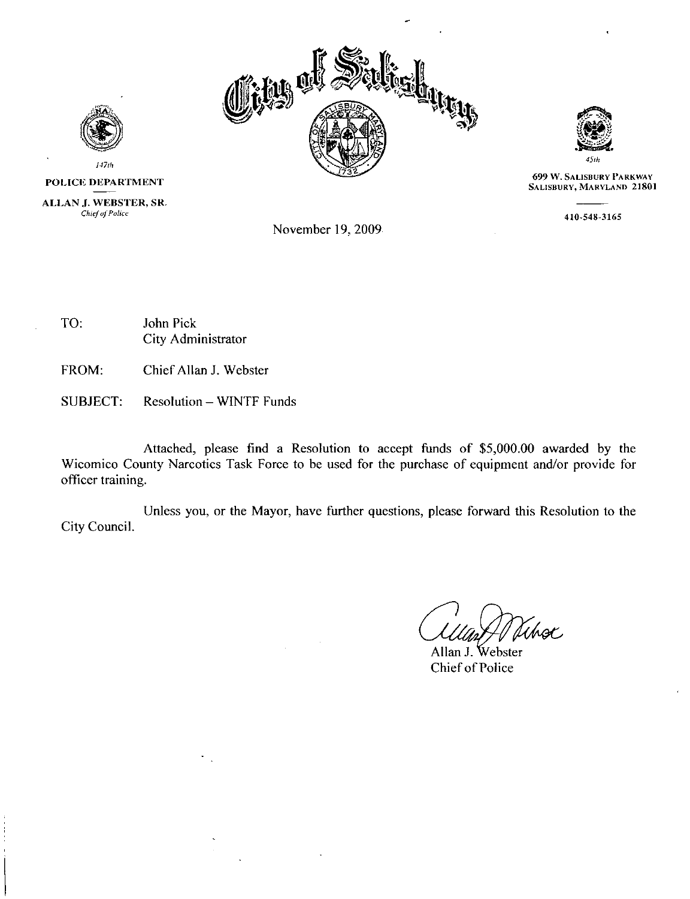# City of Salisbury

147th

**POLICE DEPARTMENT**

**ALLAN J. WEBSTER, SR.**
*Chief of Police*

45th

699 W. SALISBURY PARKWAY
SALISBURY, MARYLAND 21801

410-548-3165

November 19, 2009

TO: John Pick
City Administrator

FROM: Chief Allan J. Webster

SUBJECT: Resolution – WINTF Funds

Attached, please find a Resolution to accept funds of $5,000.00 awarded by the Wicomico County Narcotics Task Force to be used for the purchase of equipment and/or provide for officer training.

Unless you, or the Mayor, have further questions, please forward this Resolution to the City Council.

Allan J. Webster
Chief of Police